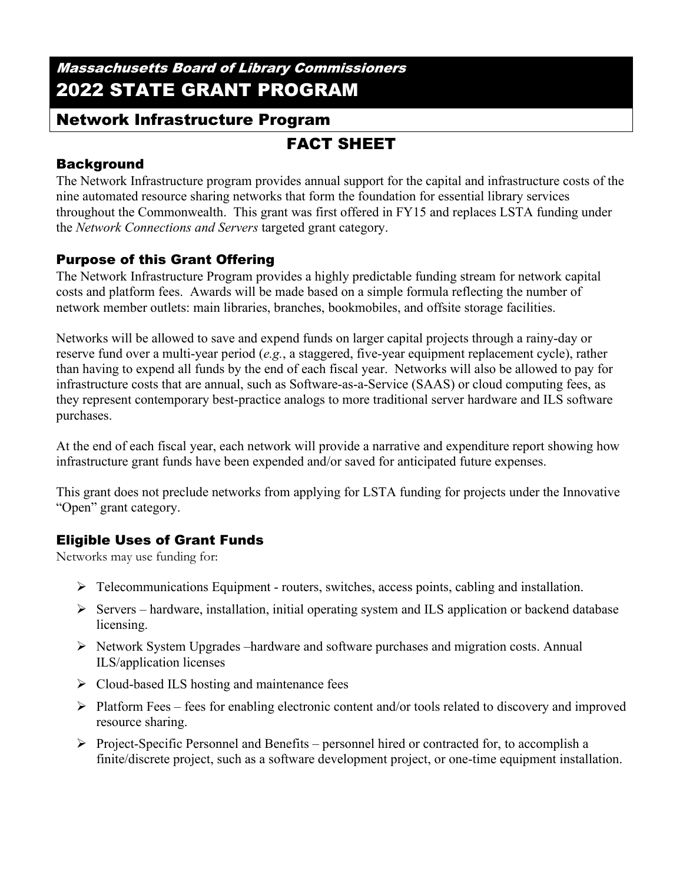## *Massachusetts Board of Library Commissioners*

# 2022 STATE GRANT PROGRAM

## Network Infrastructure Program

# FACT SHEET

### Background

The Network Infrastructure program provides annual support for the capital and infrastructure costs of the nine automated resource sharing networks that form the foundation for essential library services throughout the Commonwealth. This grant was first offered in FY15 and replaces LSTA funding under the *Network Connections and Servers* targeted grant category.

### Purpose of this Grant Offering

The Network Infrastructure Program provides a highly predictable funding stream for network capital costs and platform fees. Awards will be made based on a simple formula reflecting the number of network member outlets: main libraries, branches, bookmobiles, and offsite storage facilities.

Networks will be allowed to save and expend funds on larger capital projects through a rainy-day or reserve fund over a multi-year period (*e.g.*, a staggered, five-year equipment replacement cycle), rather than having to expend all funds by the end of each fiscal year. Networks will also be allowed to pay for infrastructure costs that are annual, such as Software-as-a-Service (SAAS) or cloud computing fees, as they represent contemporary best-practice analogs to more traditional server hardware and ILS software purchases.

At the end of each fiscal year, each network will provide a narrative and expenditure report showing how infrastructure grant funds have been expended and/or saved for anticipated future expenses.

This grant does not preclude networks from applying for LSTA funding for projects under the Innovative "Open" grant category.

### Eligible Uses of Grant Funds

Networks may use funding for:

- Telecommunications Equipment - routers, switches, access points, cabling and installation.
- Servers – hardware, installation, initial operating system and ILS application or backend database licensing.
- Network System Upgrades –hardware and software purchases and migration costs. Annual ILS/application licenses
- Cloud-based ILS hosting and maintenance fees
- Platform Fees – fees for enabling electronic content and/or tools related to discovery and improved resource sharing.
- Project-Specific Personnel and Benefits – personnel hired or contracted for, to accomplish a finite/discrete project, such as a software development project, or one-time equipment installation.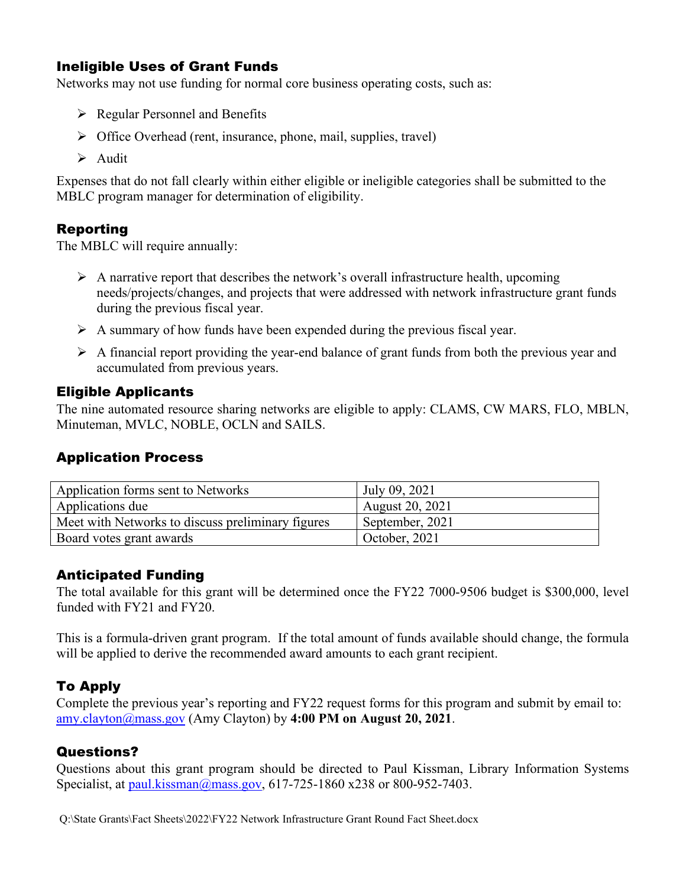## Ineligible Uses of Grant Funds

Networks may not use funding for normal core business operating costs, such as:

- Regular Personnel and Benefits
- Office Overhead (rent, insurance, phone, mail, supplies, travel)
- Audit

Expenses that do not fall clearly within either eligible or ineligible categories shall be submitted to the MBLC program manager for determination of eligibility.

## Reporting

The MBLC will require annually:

- A narrative report that describes the network's overall infrastructure health, upcoming needs/projects/changes, and projects that were addressed with network infrastructure grant funds during the previous fiscal year.
- A summary of how funds have been expended during the previous fiscal year.
- A financial report providing the year-end balance of grant funds from both the previous year and accumulated from previous years.

## Eligible Applicants

The nine automated resource sharing networks are eligible to apply: CLAMS, CW MARS, FLO, MBLN, Minuteman, MVLC, NOBLE, OCLN and SAILS.

## Application Process

| | |
|---|---|
| Application forms sent to Networks | July 09, 2021 |
| Applications due | August 20, 2021 |
| Meet with Networks to discuss preliminary figures | September, 2021 |
| Board votes grant awards | October, 2021 |

## Anticipated Funding

The total available for this grant will be determined once the FY22 7000-9506 budget is $300,000, level funded with FY21 and FY20.

This is a formula-driven grant program. If the total amount of funds available should change, the formula will be applied to derive the recommended award amounts to each grant recipient.

## To Apply

Complete the previous year's reporting and FY22 request forms for this program and submit by email to: amy.clayton@mass.gov (Amy Clayton) by **4:00 PM on August 20, 2021**.

## Questions?

Questions about this grant program should be directed to Paul Kissman, Library Information Systems Specialist, at paul.kissman@mass.gov, 617-725-1860 x238 or 800-952-7403.

Q:\State Grants\Fact Sheets\2022\FY22 Network Infrastructure Grant Round Fact Sheet.docx